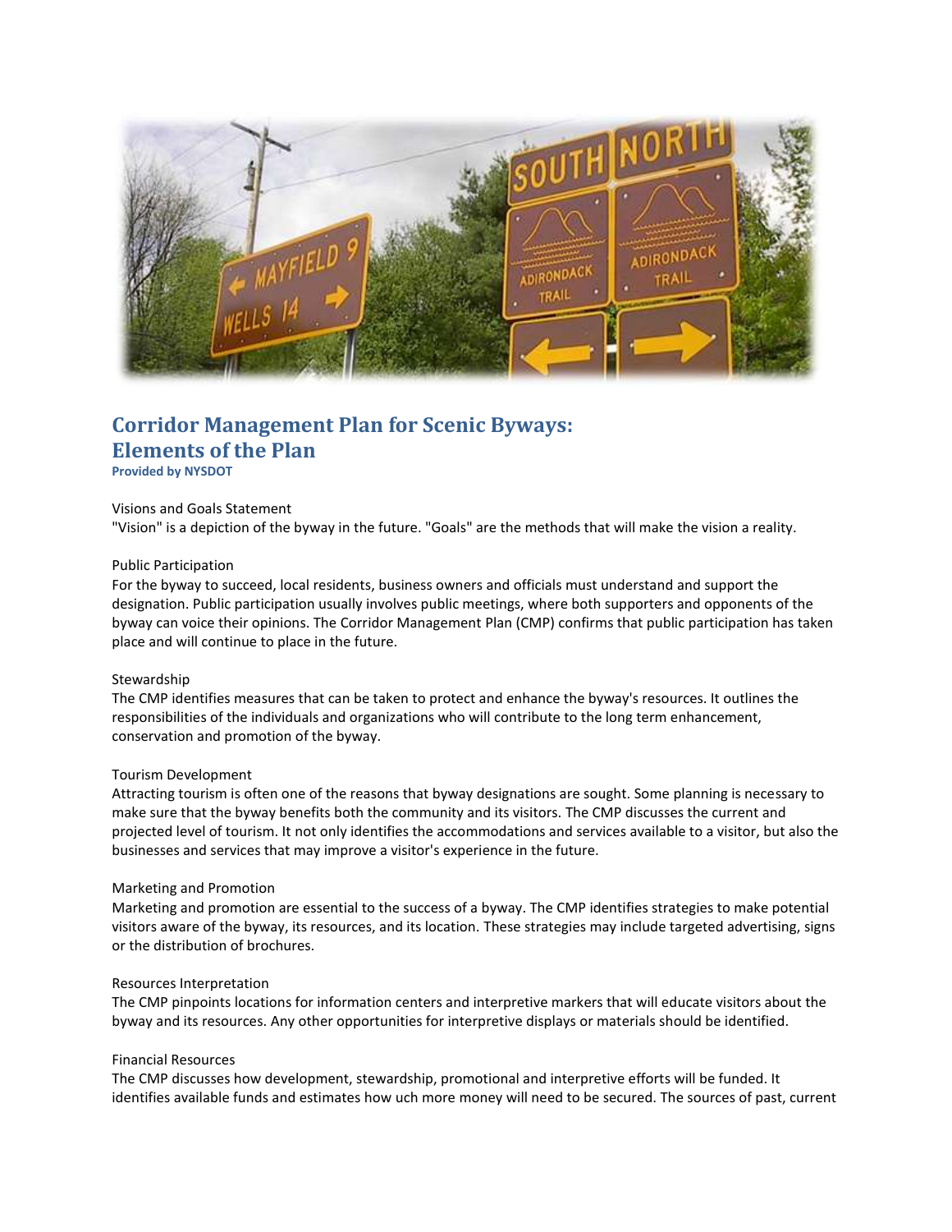# Corridor Management Plan for Scenic Byways: Elements of the Plan

**Provided by NYSDOT**

Visions and Goals Statement

"Vision" is a depiction of the byway in the future. "Goals" are the methods that will make the vision a reality.

Public Participation

For the byway to succeed, local residents, business owners and officials must understand and support the designation. Public participation usually involves public meetings, where both supporters and opponents of the byway can voice their opinions. The Corridor Management Plan (CMP) confirms that public participation has taken place and will continue to place in the future.

Stewardship

The CMP identifies measures that can be taken to protect and enhance the byway's resources. It outlines the responsibilities of the individuals and organizations who will contribute to the long term enhancement, conservation and promotion of the byway.

Tourism Development

Attracting tourism is often one of the reasons that byway designations are sought. Some planning is necessary to make sure that the byway benefits both the community and its visitors. The CMP discusses the current and projected level of tourism. It not only identifies the accommodations and services available to a visitor, but also the businesses and services that may improve a visitor's experience in the future.

Marketing and Promotion

Marketing and promotion are essential to the success of a byway. The CMP identifies strategies to make potential visitors aware of the byway, its resources, and its location. These strategies may include targeted advertising, signs or the distribution of brochures.

Resources Interpretation

The CMP pinpoints locations for information centers and interpretive markers that will educate visitors about the byway and its resources. Any other opportunities for interpretive displays or materials should be identified.

Financial Resources

The CMP discusses how development, stewardship, promotional and interpretive efforts will be funded. It identifies available funds and estimates how uch more money will need to be secured. The sources of past, current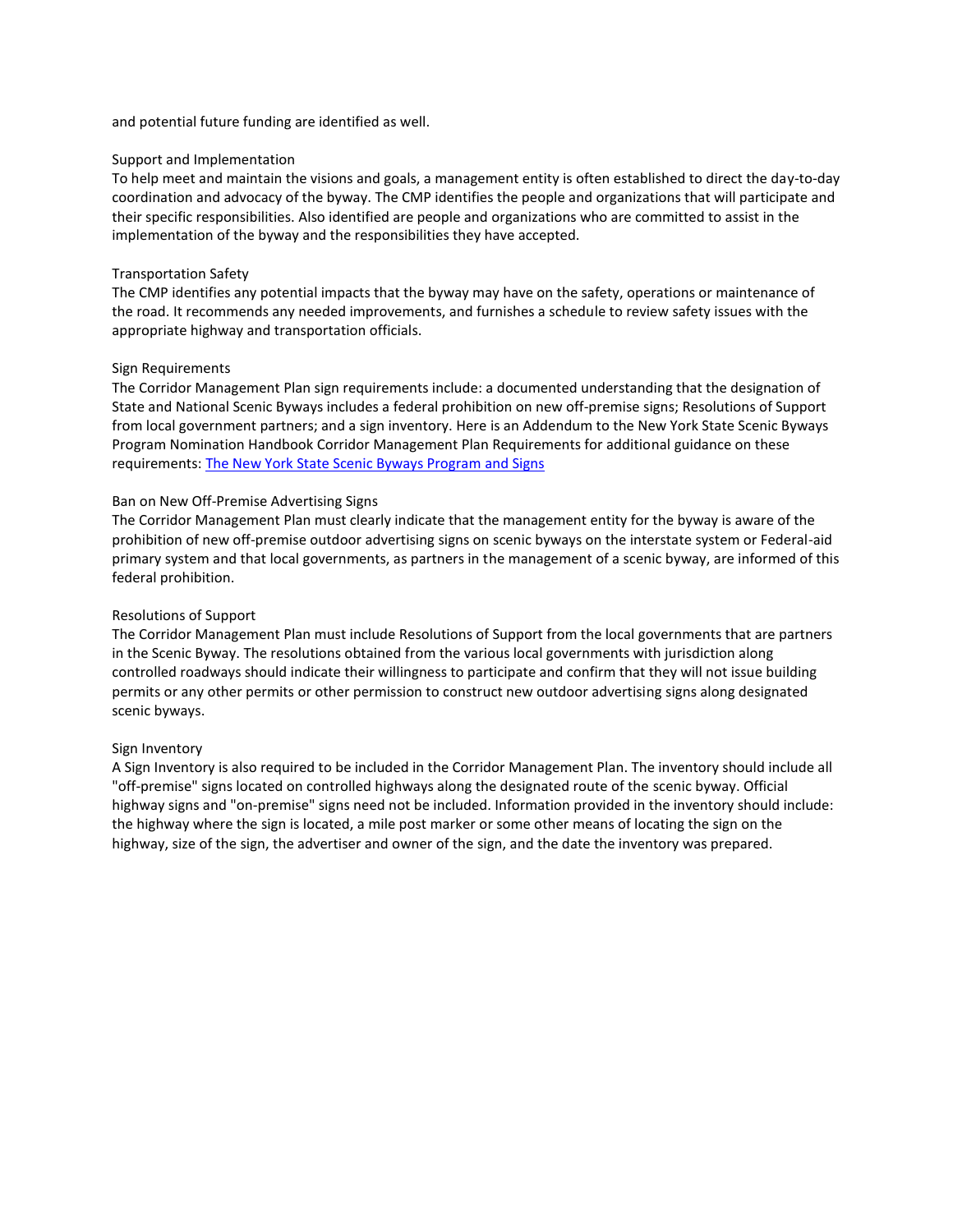and potential future funding are identified as well.

### Support and Implementation

To help meet and maintain the visions and goals, a management entity is often established to direct the day-to-day coordination and advocacy of the byway. The CMP identifies the people and organizations that will participate and their specific responsibilities. Also identified are people and organizations who are committed to assist in the implementation of the byway and the responsibilities they have accepted.

### Transportation Safety

The CMP identifies any potential impacts that the byway may have on the safety, operations or maintenance of the road. It recommends any needed improvements, and furnishes a schedule to review safety issues with the appropriate highway and transportation officials.

### Sign Requirements

The Corridor Management Plan sign requirements include: a documented understanding that the designation of State and National Scenic Byways includes a federal prohibition on new off-premise signs; Resolutions of Support from local government partners; and a sign inventory. Here is an Addendum to the New York State Scenic Byways Program Nomination Handbook Corridor Management Plan Requirements for additional guidance on these requirements: The New York State Scenic Byways Program and Signs

### Ban on New Off-Premise Advertising Signs

The Corridor Management Plan must clearly indicate that the management entity for the byway is aware of the prohibition of new off-premise outdoor advertising signs on scenic byways on the interstate system or Federal-aid primary system and that local governments, as partners in the management of a scenic byway, are informed of this federal prohibition.

### Resolutions of Support

The Corridor Management Plan must include Resolutions of Support from the local governments that are partners in the Scenic Byway. The resolutions obtained from the various local governments with jurisdiction along controlled roadways should indicate their willingness to participate and confirm that they will not issue building permits or any other permits or other permission to construct new outdoor advertising signs along designated scenic byways.

### Sign Inventory

A Sign Inventory is also required to be included in the Corridor Management Plan. The inventory should include all "off-premise" signs located on controlled highways along the designated route of the scenic byway. Official highway signs and "on-premise" signs need not be included. Information provided in the inventory should include: the highway where the sign is located, a mile post marker or some other means of locating the sign on the highway, size of the sign, the advertiser and owner of the sign, and the date the inventory was prepared.